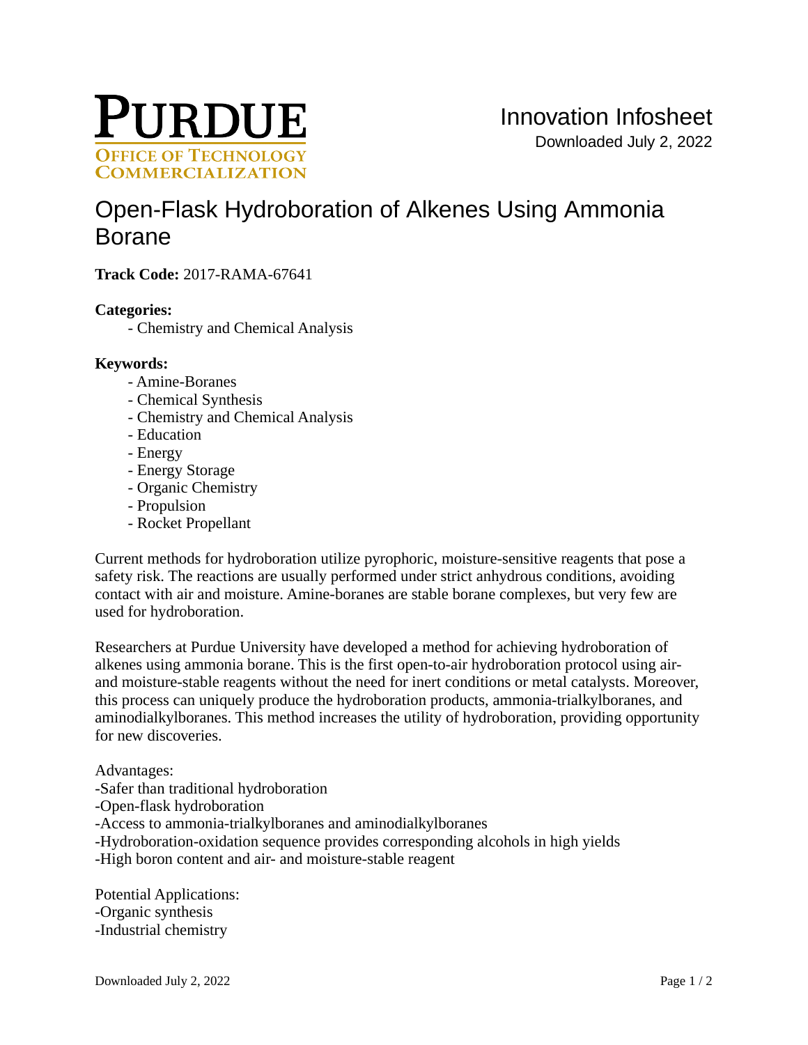# Open-Flask Hydroboration of Alkenes Using Ammonia Borane

**Track Code:** 2017-RAMA-67641

**Categories:**

- Chemistry and Chemical Analysis

**Keywords:**

- Amine-Boranes
- Chemical Synthesis
- Chemistry and Chemical Analysis
- Education
- Energy
- Energy Storage
- Organic Chemistry
- Propulsion
- Rocket Propellant

Current methods for hydroboration utilize pyrophoric, moisture-sensitive reagents that pose a safety risk. The reactions are usually performed under strict anhydrous conditions, avoiding contact with air and moisture. Amine-boranes are stable borane complexes, but very few are used for hydroboration.

Researchers at Purdue University have developed a method for achieving hydroboration of alkenes using ammonia borane. This is the first open-to-air hydroboration protocol using air- and moisture-stable reagents without the need for inert conditions or metal catalysts. Moreover, this process can uniquely produce the hydroboration products, ammonia-trialkylboranes, and aminodialkylboranes. This method increases the utility of hydroboration, providing opportunity for new discoveries.

Advantages:
-Safer than traditional hydroboration
-Open-flask hydroboration
-Access to ammonia-trialkylboranes and aminodialkylboranes
-Hydroboration-oxidation sequence provides corresponding alcohols in high yields
-High boron content and air- and moisture-stable reagent

Potential Applications:
-Organic synthesis
-Industrial chemistry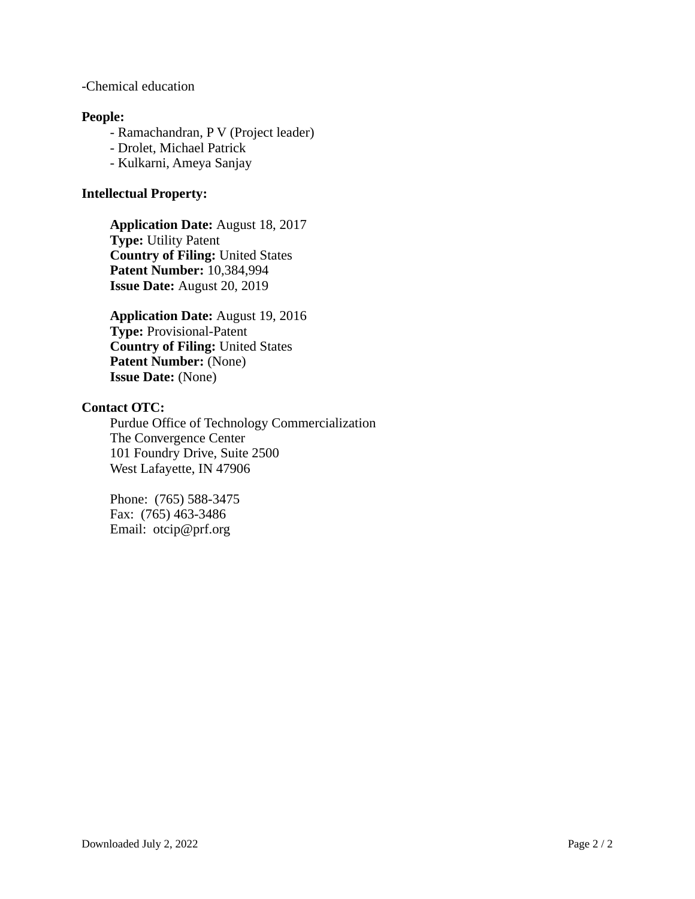-Chemical education

**People:**

- Ramachandran, P V (Project leader)
- Drolet, Michael Patrick
- Kulkarni, Ameya Sanjay

**Intellectual Property:**

**Application Date:** August 18, 2017
**Type:** Utility Patent
**Country of Filing:** United States
**Patent Number:** 10,384,994
**Issue Date:** August 20, 2019

**Application Date:** August 19, 2016
**Type:** Provisional-Patent
**Country of Filing:** United States
**Patent Number:** (None)
**Issue Date:** (None)

**Contact OTC:**

Purdue Office of Technology Commercialization
The Convergence Center
101 Foundry Drive, Suite 2500
West Lafayette, IN 47906

Phone: (765) 588-3475
Fax: (765) 463-3486
Email: otcip@prf.org

Downloaded July 2, 2022